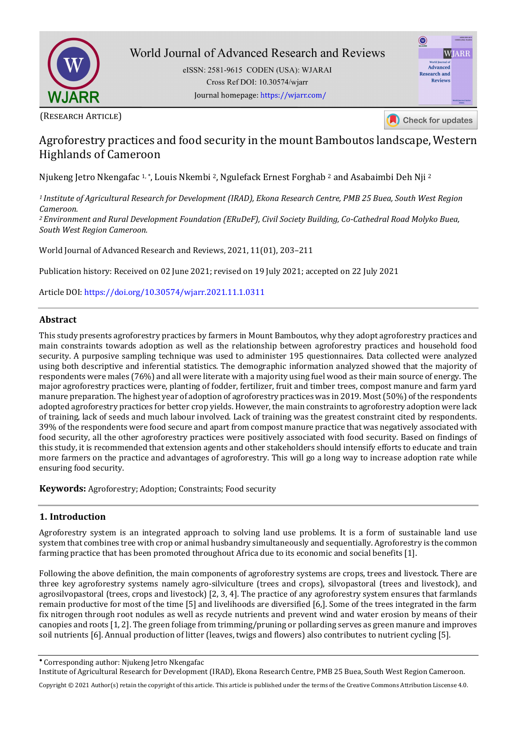World Journal of Advanced Research and Reviews

eISSN: 2581-9615 CODEN (USA): WJARAI

Cross Ref DOI: 10.30574/wjarr

Journal homepage: https://wjarr.com/

(Research Article)

# Agroforestry practices and food security in the mount Bamboutos landscape, Western Highlands of Cameroon

Njukeng Jetro Nkengafac [1, *], Louis Nkembi [2], Ngulefack Ernest Forghab [2] and Asabaimbi Deh Nji [2]

[1] *Institute of Agricultural Research for Development (IRAD), Ekona Research Centre, PMB 25 Buea, South West Region Cameroon.*

[2] *Environment and Rural Development Foundation (ERuDeF), Civil Society Building, Co-Cathedral Road Molyko Buea, South West Region Cameroon.*

World Journal of Advanced Research and Reviews, 2021, 11(01), 203–211

Publication history: Received on 02 June 2021; revised on 19 July 2021; accepted on 22 July 2021

Article DOI: https://doi.org/10.30574/wjarr.2021.11.1.0311

## Abstract

This study presents agroforestry practices by farmers in Mount Bamboutos, why they adopt agroforestry practices and main constraints towards adoption as well as the relationship between agroforestry practices and household food security. A purposive sampling technique was used to administer 195 questionnaires. Data collected were analyzed using both descriptive and inferential statistics. The demographic information analyzed showed that the majority of respondents were males (76%) and all were literate with a majority using fuel wood as their main source of energy. The major agroforestry practices were, planting of fodder, fertilizer, fruit and timber trees, compost manure and farm yard manure preparation. The highest year of adoption of agroforestry practices was in 2019. Most (50%) of the respondents adopted agroforestry practices for better crop yields. However, the main constraints to agroforestry adoption were lack of training, lack of seeds and much labour involved. Lack of training was the greatest constraint cited by respondents. 39% of the respondents were food secure and apart from compost manure practice that was negatively associated with food security, all the other agroforestry practices were positively associated with food security. Based on findings of this study, it is recommended that extension agents and other stakeholders should intensify efforts to educate and train more farmers on the practice and advantages of agroforestry. This will go a long way to increase adoption rate while ensuring food security.

**Keywords:** Agroforestry; Adoption; Constraints; Food security

## 1. Introduction

Agroforestry system is an integrated approach to solving land use problems. It is a form of sustainable land use system that combines tree with crop or animal husbandry simultaneously and sequentially. Agroforestry is the common farming practice that has been promoted throughout Africa due to its economic and social benefits [1].

Following the above definition, the main components of agroforestry systems are crops, trees and livestock. There are three key agroforestry systems namely agro-silviculture (trees and crops), silvopastoral (trees and livestock), and agrosilvopastoral (trees, crops and livestock) [2, 3, 4]. The practice of any agroforestry system ensures that farmlands remain productive for most of the time [5] and livelihoods are diversified [6,]. Some of the trees integrated in the farm fix nitrogen through root nodules as well as recycle nutrients and prevent wind and water erosion by means of their canopies and roots [1, 2]. The green foliage from trimming/pruning or pollarding serves as green manure and improves soil nutrients [6]. Annual production of litter (leaves, twigs and flowers) also contributes to nutrient cycling [5].

* Corresponding author: Njukeng Jetro Nkengafac

Institute of Agricultural Research for Development (IRAD), Ekona Research Centre, PMB 25 Buea, South West Region Cameroon.

Copyright © 2021 Author(s) retain the copyright of this article. This article is published under the terms of the Creative Commons Attribution Liscense 4.0.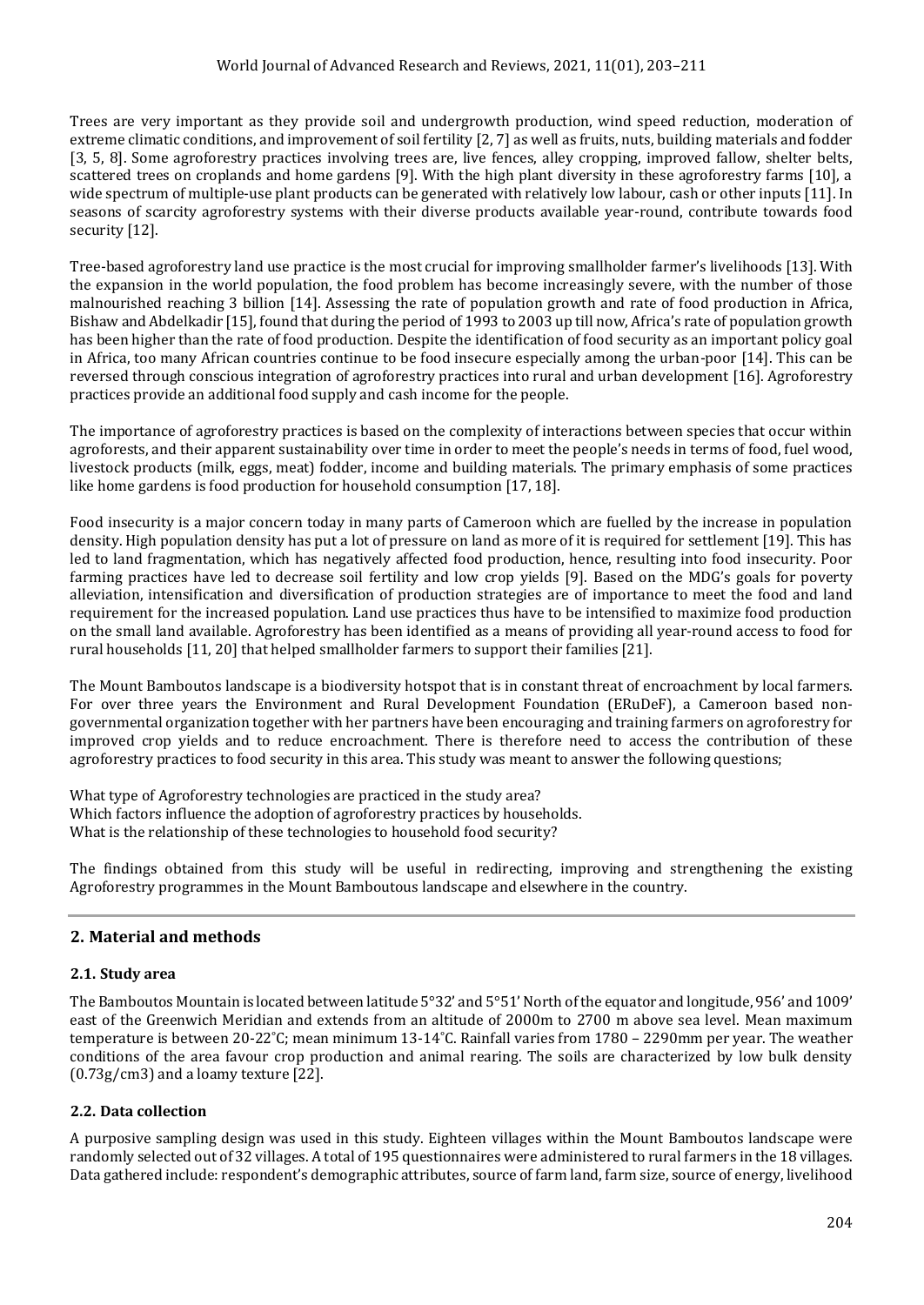Trees are very important as they provide soil and undergrowth production, wind speed reduction, moderation of extreme climatic conditions, and improvement of soil fertility [2, 7] as well as fruits, nuts, building materials and fodder [3, 5, 8]. Some agroforestry practices involving trees are, live fences, alley cropping, improved fallow, shelter belts, scattered trees on croplands and home gardens [9]. With the high plant diversity in these agroforestry farms [10], a wide spectrum of multiple-use plant products can be generated with relatively low labour, cash or other inputs [11]. In seasons of scarcity agroforestry systems with their diverse products available year-round, contribute towards food security [12].

Tree-based agroforestry land use practice is the most crucial for improving smallholder farmer's livelihoods [13]. With the expansion in the world population, the food problem has become increasingly severe, with the number of those malnourished reaching 3 billion [14]. Assessing the rate of population growth and rate of food production in Africa, Bishaw and Abdelkadir [15], found that during the period of 1993 to 2003 up till now, Africa's rate of population growth has been higher than the rate of food production. Despite the identification of food security as an important policy goal in Africa, too many African countries continue to be food insecure especially among the urban-poor [14]. This can be reversed through conscious integration of agroforestry practices into rural and urban development [16]. Agroforestry practices provide an additional food supply and cash income for the people.

The importance of agroforestry practices is based on the complexity of interactions between species that occur within agroforests, and their apparent sustainability over time in order to meet the people's needs in terms of food, fuel wood, livestock products (milk, eggs, meat) fodder, income and building materials. The primary emphasis of some practices like home gardens is food production for household consumption [17, 18].

Food insecurity is a major concern today in many parts of Cameroon which are fuelled by the increase in population density. High population density has put a lot of pressure on land as more of it is required for settlement [19]. This has led to land fragmentation, which has negatively affected food production, hence, resulting into food insecurity. Poor farming practices have led to decrease soil fertility and low crop yields [9]. Based on the MDG's goals for poverty alleviation, intensification and diversification of production strategies are of importance to meet the food and land requirement for the increased population. Land use practices thus have to be intensified to maximize food production on the small land available. Agroforestry has been identified as a means of providing all year-round access to food for rural households [11, 20] that helped smallholder farmers to support their families [21].

The Mount Bamboutos landscape is a biodiversity hotspot that is in constant threat of encroachment by local farmers. For over three years the Environment and Rural Development Foundation (ERuDeF), a Cameroon based non-governmental organization together with her partners have been encouraging and training farmers on agroforestry for improved crop yields and to reduce encroachment. There is therefore need to access the contribution of these agroforestry practices to food security in this area. This study was meant to answer the following questions;

What type of Agroforestry technologies are practiced in the study area?
Which factors influence the adoption of agroforestry practices by households.
What is the relationship of these technologies to household food security?

The findings obtained from this study will be useful in redirecting, improving and strengthening the existing Agroforestry programmes in the Mount Bamboutous landscape and elsewhere in the country.

## 2. Material and methods

### 2.1. Study area

The Bamboutos Mountain is located between latitude 5°32' and 5°51' North of the equator and longitude, 956' and 1009' east of the Greenwich Meridian and extends from an altitude of 2000m to 2700 m above sea level. Mean maximum temperature is between 20-22˚C; mean minimum 13-14˚C. Rainfall varies from 1780 – 2290mm per year. The weather conditions of the area favour crop production and animal rearing. The soils are characterized by low bulk density (0.73g/cm3) and a loamy texture [22].

### 2.2. Data collection

A purposive sampling design was used in this study. Eighteen villages within the Mount Bamboutos landscape were randomly selected out of 32 villages. A total of 195 questionnaires were administered to rural farmers in the 18 villages. Data gathered include: respondent's demographic attributes, source of farm land, farm size, source of energy, livelihood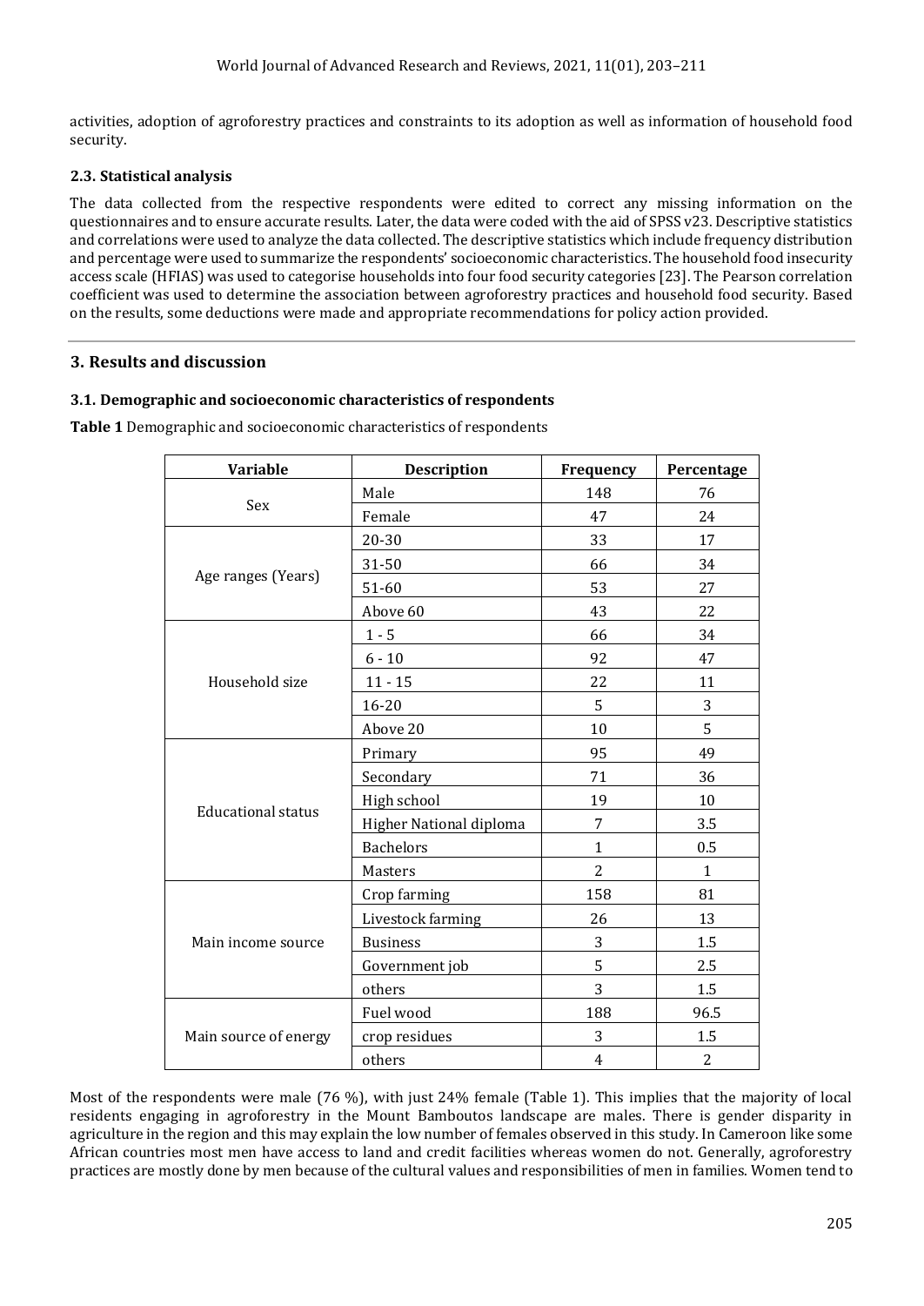activities, adoption of agroforestry practices and constraints to its adoption as well as information of household food security.

### 2.3. Statistical analysis

The data collected from the respective respondents were edited to correct any missing information on the questionnaires and to ensure accurate results. Later, the data were coded with the aid of SPSS v23. Descriptive statistics and correlations were used to analyze the data collected. The descriptive statistics which include frequency distribution and percentage were used to summarize the respondents' socioeconomic characteristics. The household food insecurity access scale (HFIAS) was used to categorise households into four food security categories [23]. The Pearson correlation coefficient was used to determine the association between agroforestry practices and household food security. Based on the results, some deductions were made and appropriate recommendations for policy action provided.

## 3. Results and discussion

### 3.1. Demographic and socioeconomic characteristics of respondents

**Table 1** Demographic and socioeconomic characteristics of respondents

| Variable | Description | Frequency | Percentage |
|---|---|---|---|
| Sex | Male | 148 | 76 |
| | Female | 47 | 24 |
| Age ranges (Years) | 20-30 | 33 | 17 |
| | 31-50 | 66 | 34 |
| | 51-60 | 53 | 27 |
| | Above 60 | 43 | 22 |
| Household size | 1 - 5 | 66 | 34 |
| | 6 - 10 | 92 | 47 |
| | 11 - 15 | 22 | 11 |
| | 16-20 | 5 | 3 |
| | Above 20 | 10 | 5 |
| Educational status | Primary | 95 | 49 |
| | Secondary | 71 | 36 |
| | High school | 19 | 10 |
| | Higher National diploma | 7 | 3.5 |
| | Bachelors | 1 | 0.5 |
| | Masters | 2 | 1 |
| Main income source | Crop farming | 158 | 81 |
| | Livestock farming | 26 | 13 |
| | Business | 3 | 1.5 |
| | Government job | 5 | 2.5 |
| | others | 3 | 1.5 |
| Main source of energy | Fuel wood | 188 | 96.5 |
| | crop residues | 3 | 1.5 |
| | others | 4 | 2 |

Most of the respondents were male (76 %), with just 24% female (Table 1). This implies that the majority of local residents engaging in agroforestry in the Mount Bamboutos landscape are males. There is gender disparity in agriculture in the region and this may explain the low number of females observed in this study. In Cameroon like some African countries most men have access to land and credit facilities whereas women do not. Generally, agroforestry practices are mostly done by men because of the cultural values and responsibilities of men in families. Women tend to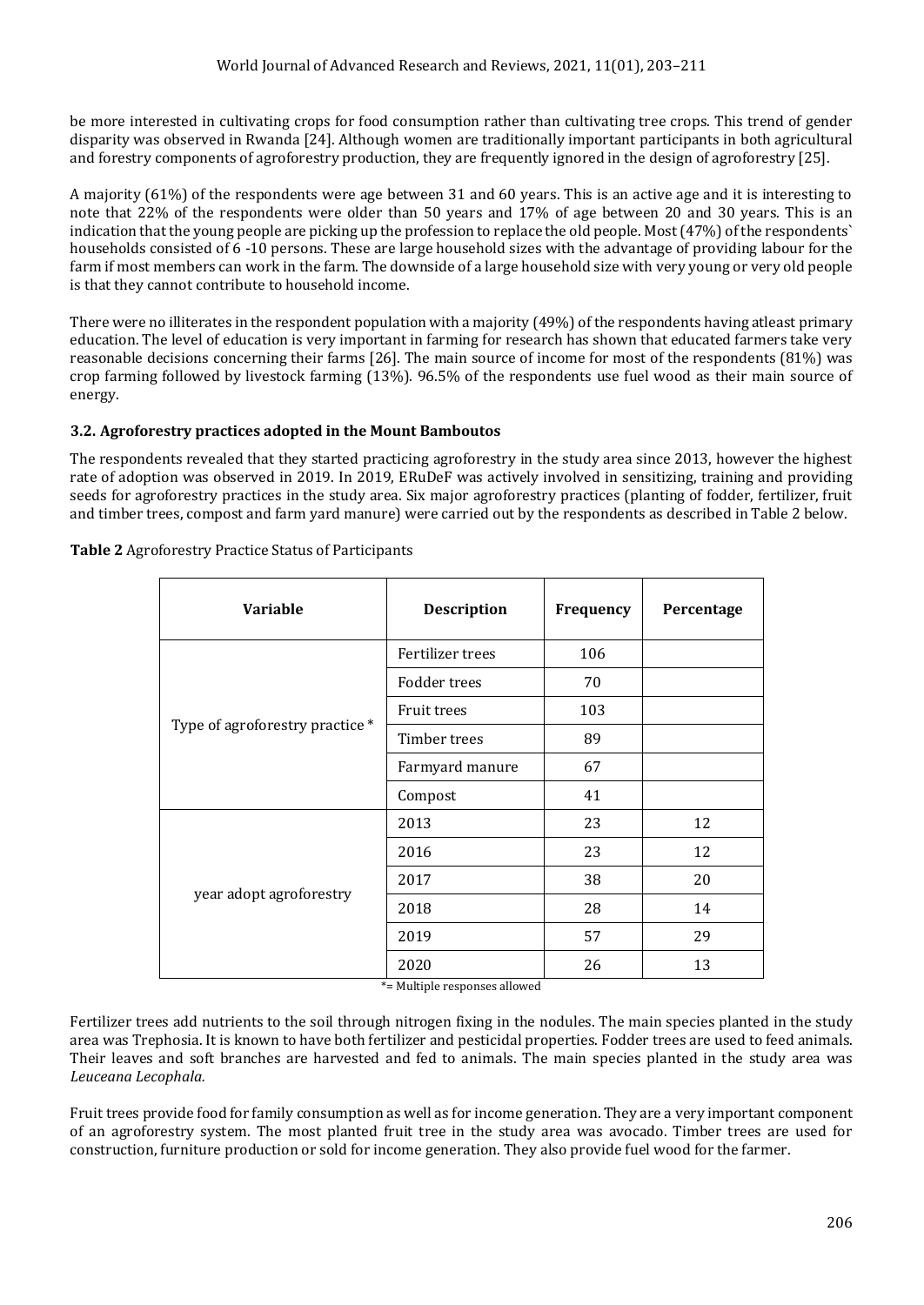be more interested in cultivating crops for food consumption rather than cultivating tree crops. This trend of gender disparity was observed in Rwanda [24]. Although women are traditionally important participants in both agricultural and forestry components of agroforestry production, they are frequently ignored in the design of agroforestry [25].

A majority (61%) of the respondents were age between 31 and 60 years. This is an active age and it is interesting to note that 22% of the respondents were older than 50 years and 17% of age between 20 and 30 years. This is an indication that the young people are picking up the profession to replace the old people. Most (47%) of the respondents` households consisted of 6 -10 persons. These are large household sizes with the advantage of providing labour for the farm if most members can work in the farm. The downside of a large household size with very young or very old people is that they cannot contribute to household income.

There were no illiterates in the respondent population with a majority (49%) of the respondents having atleast primary education. The level of education is very important in farming for research has shown that educated farmers take very reasonable decisions concerning their farms [26]. The main source of income for most of the respondents (81%) was crop farming followed by livestock farming (13%). 96.5% of the respondents use fuel wood as their main source of energy.

### 3.2. Agroforestry practices adopted in the Mount Bamboutos

The respondents revealed that they started practicing agroforestry in the study area since 2013, however the highest rate of adoption was observed in 2019. In 2019, ERuDeF was actively involved in sensitizing, training and providing seeds for agroforestry practices in the study area. Six major agroforestry practices (planting of fodder, fertilizer, fruit and timber trees, compost and farm yard manure) were carried out by the respondents as described in Table 2 below.

**Table 2** Agroforestry Practice Status of Participants

| Variable | Description | Frequency | Percentage |
|---|---|---|---|
| Type of agroforestry practice * | Fertilizer trees | 106 | |
| | Fodder trees | 70 | |
| | Fruit trees | 103 | |
| | Timber trees | 89 | |
| | Farmyard manure | 67 | |
| | Compost | 41 | |
| year adopt agroforestry | 2013 | 23 | 12 |
| | 2016 | 23 | 12 |
| | 2017 | 38 | 20 |
| | 2018 | 28 | 14 |
| | 2019 | 57 | 29 |
| | 2020 | 26 | 13 |

*= Multiple responses allowed

Fertilizer trees add nutrients to the soil through nitrogen fixing in the nodules. The main species planted in the study area was Trephosia. It is known to have both fertilizer and pesticidal properties. Fodder trees are used to feed animals. Their leaves and soft branches are harvested and fed to animals. The main species planted in the study area was *Leuceana Lecophala.*

Fruit trees provide food for family consumption as well as for income generation. They are a very important component of an agroforestry system. The most planted fruit tree in the study area was avocado. Timber trees are used for construction, furniture production or sold for income generation. They also provide fuel wood for the farmer.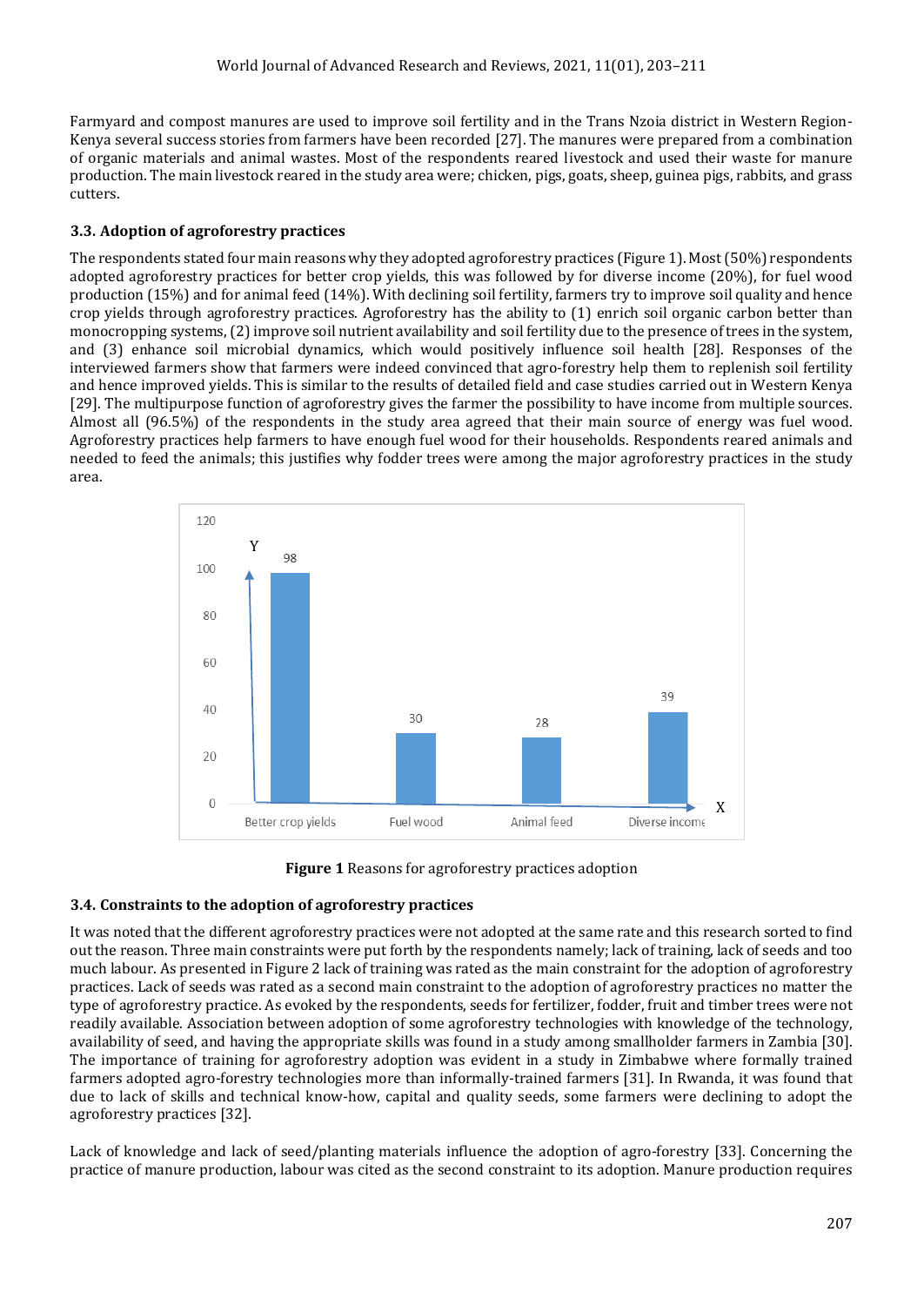Farmyard and compost manures are used to improve soil fertility and in the Trans Nzoia district in Western Region-Kenya several success stories from farmers have been recorded [27]. The manures were prepared from a combination of organic materials and animal wastes. Most of the respondents reared livestock and used their waste for manure production. The main livestock reared in the study area were; chicken, pigs, goats, sheep, guinea pigs, rabbits, and grass cutters.

### 3.3. Adoption of agroforestry practices

The respondents stated four main reasons why they adopted agroforestry practices (Figure 1). Most (50%) respondents adopted agroforestry practices for better crop yields, this was followed by for diverse income (20%), for fuel wood production (15%) and for animal feed (14%). With declining soil fertility, farmers try to improve soil quality and hence crop yields through agroforestry practices. Agroforestry has the ability to (1) enrich soil organic carbon better than monocropping systems, (2) improve soil nutrient availability and soil fertility due to the presence of trees in the system, and (3) enhance soil microbial dynamics, which would positively influence soil health [28]. Responses of the interviewed farmers show that farmers were indeed convinced that agro-forestry help them to replenish soil fertility and hence improved yields. This is similar to the results of detailed field and case studies carried out in Western Kenya [29]. The multipurpose function of agroforestry gives the farmer the possibility to have income from multiple sources. Almost all (96.5%) of the respondents in the study area agreed that their main source of energy was fuel wood. Agroforestry practices help farmers to have enough fuel wood for their households. Respondents reared animals and needed to feed the animals; this justifies why fodder trees were among the major agroforestry practices in the study area.

| Reason | Value |
|---|---|
| Better crop yields | 98 |
| Fuel wood | 30 |
| Animal feed | 28 |
| Diverse income | 39 |

**Figure 1** Reasons for agroforestry practices adoption

### 3.4. Constraints to the adoption of agroforestry practices

It was noted that the different agroforestry practices were not adopted at the same rate and this research sorted to find out the reason. Three main constraints were put forth by the respondents namely; lack of training, lack of seeds and too much labour. As presented in Figure 2 lack of training was rated as the main constraint for the adoption of agroforestry practices. Lack of seeds was rated as a second main constraint to the adoption of agroforestry practices no matter the type of agroforestry practice. As evoked by the respondents, seeds for fertilizer, fodder, fruit and timber trees were not readily available. Association between adoption of some agroforestry technologies with knowledge of the technology, availability of seed, and having the appropriate skills was found in a study among smallholder farmers in Zambia [30]. The importance of training for agroforestry adoption was evident in a study in Zimbabwe where formally trained farmers adopted agro-forestry technologies more than informally-trained farmers [31]. In Rwanda, it was found that due to lack of skills and technical know-how, capital and quality seeds, some farmers were declining to adopt the agroforestry practices [32].

Lack of knowledge and lack of seed/planting materials influence the adoption of agro-forestry [33]. Concerning the practice of manure production, labour was cited as the second constraint to its adoption. Manure production requires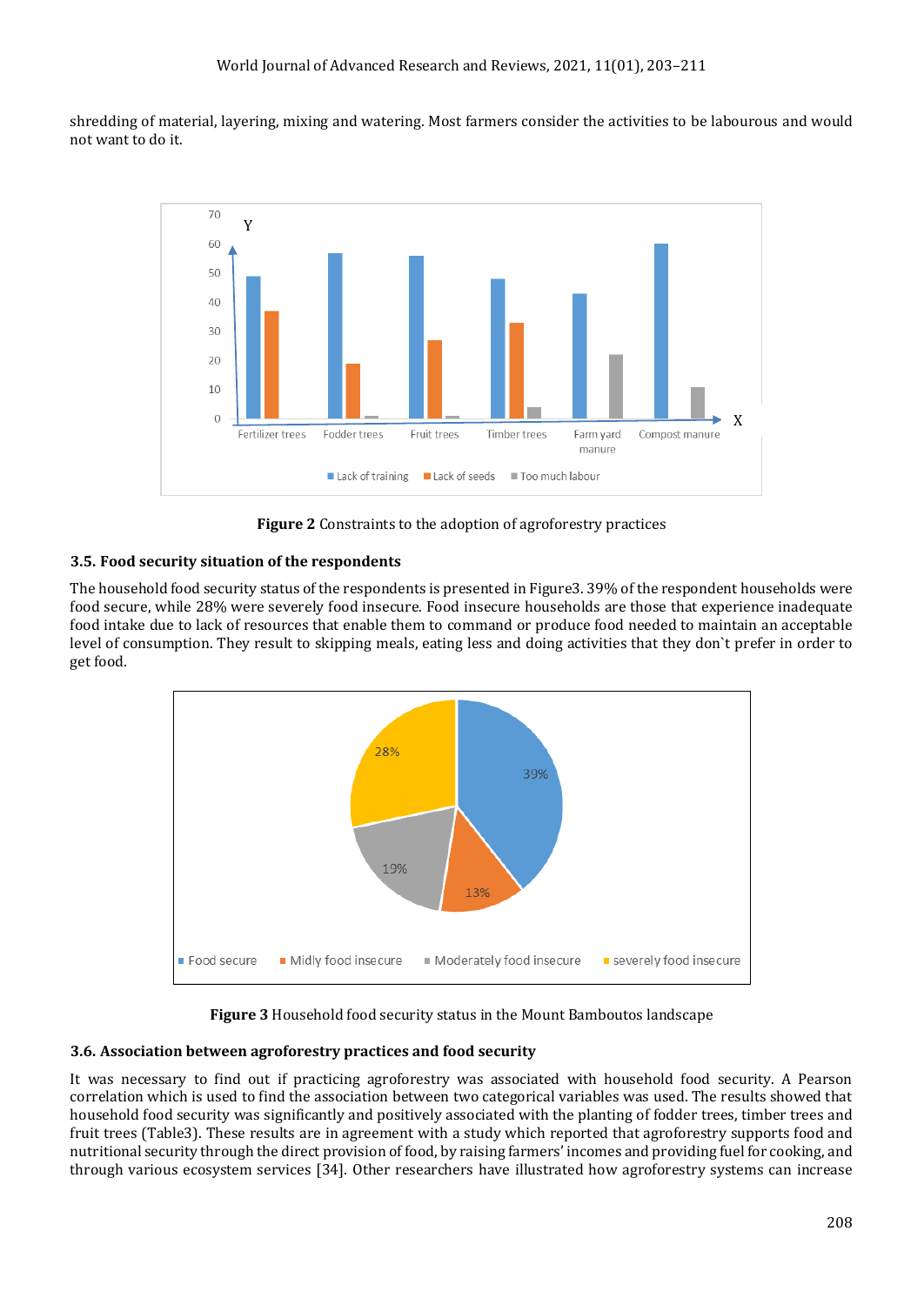shredding of material, layering, mixing and watering. Most farmers consider the activities to be labourous and would not want to do it.

**Figure 2** Constraints to the adoption of agroforestry practices

### 3.5. Food security situation of the respondents

The household food security status of the respondents is presented in Figure3. 39% of the respondent households were food secure, while 28% were severely food insecure. Food insecure households are those that experience inadequate food intake due to lack of resources that enable them to command or produce food needed to maintain an acceptable level of consumption. They result to skipping meals, eating less and doing activities that they don`t prefer in order to get food.

**Figure 3** Household food security status in the Mount Bamboutos landscape

### 3.6. Association between agroforestry practices and food security

It was necessary to find out if practicing agroforestry was associated with household food security. A Pearson correlation which is used to find the association between two categorical variables was used. The results showed that household food security was significantly and positively associated with the planting of fodder trees, timber trees and fruit trees (Table3). These results are in agreement with a study which reported that agroforestry supports food and nutritional security through the direct provision of food, by raising farmers' incomes and providing fuel for cooking, and through various ecosystem services [34]. Other researchers have illustrated how agroforestry systems can increase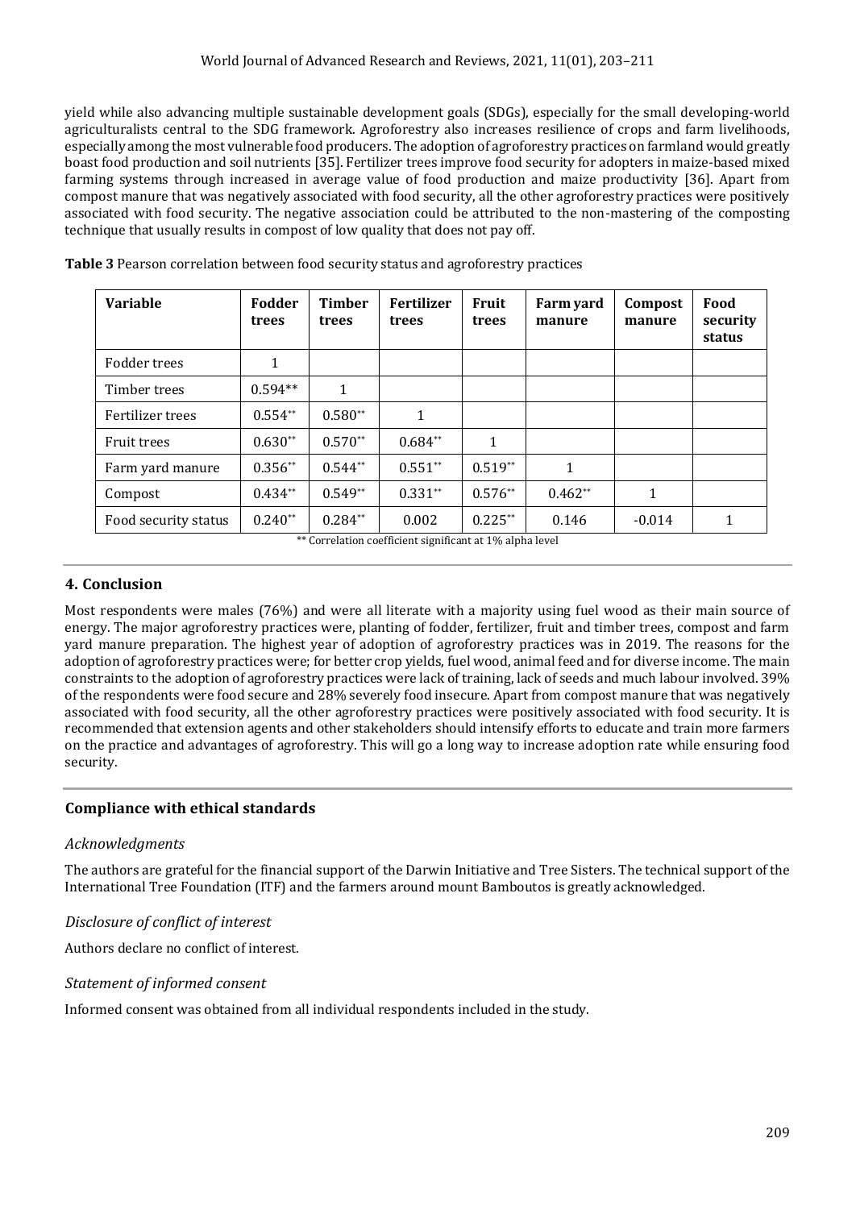yield while also advancing multiple sustainable development goals (SDGs), especially for the small developing-world agriculturalists central to the SDG framework. Agroforestry also increases resilience of crops and farm livelihoods, especially among the most vulnerable food producers. The adoption of agroforestry practices on farmland would greatly boast food production and soil nutrients [35]. Fertilizer trees improve food security for adopters in maize-based mixed farming systems through increased in average value of food production and maize productivity [36]. Apart from compost manure that was negatively associated with food security, all the other agroforestry practices were positively associated with food security. The negative association could be attributed to the non-mastering of the composting technique that usually results in compost of low quality that does not pay off.

**Table 3** Pearson correlation between food security status and agroforestry practices

| Variable | Fodder trees | Timber trees | Fertilizer trees | Fruit trees | Farm yard manure | Compost manure | Food security status |
|---|---|---|---|---|---|---|---|
| Fodder trees | 1 | | | | | | |
| Timber trees | 0.594** | 1 | | | | | |
| Fertilizer trees | 0.554** | 0.580** | 1 | | | | |
| Fruit trees | 0.630** | 0.570** | 0.684** | 1 | | | |
| Farm yard manure | 0.356** | 0.544** | 0.551** | 0.519** | 1 | | |
| Compost | 0.434** | 0.549** | 0.331** | 0.576** | 0.462** | 1 | |
| Food security status | 0.240** | 0.284** | 0.002 | 0.225** | 0.146 | -0.014 | 1 |

** Correlation coefficient significant at 1% alpha level

## 4. Conclusion

Most respondents were males (76%) and were all literate with a majority using fuel wood as their main source of energy. The major agroforestry practices were, planting of fodder, fertilizer, fruit and timber trees, compost and farm yard manure preparation. The highest year of adoption of agroforestry practices was in 2019. The reasons for the adoption of agroforestry practices were; for better crop yields, fuel wood, animal feed and for diverse income. The main constraints to the adoption of agroforestry practices were lack of training, lack of seeds and much labour involved. 39% of the respondents were food secure and 28% severely food insecure. Apart from compost manure that was negatively associated with food security, all the other agroforestry practices were positively associated with food security. It is recommended that extension agents and other stakeholders should intensify efforts to educate and train more farmers on the practice and advantages of agroforestry. This will go a long way to increase adoption rate while ensuring food security.

## Compliance with ethical standards

### *Acknowledgments*

The authors are grateful for the financial support of the Darwin Initiative and Tree Sisters. The technical support of the International Tree Foundation (ITF) and the farmers around mount Bamboutos is greatly acknowledged.

### *Disclosure of conflict of interest*

Authors declare no conflict of interest.

### *Statement of informed consent*

Informed consent was obtained from all individual respondents included in the study.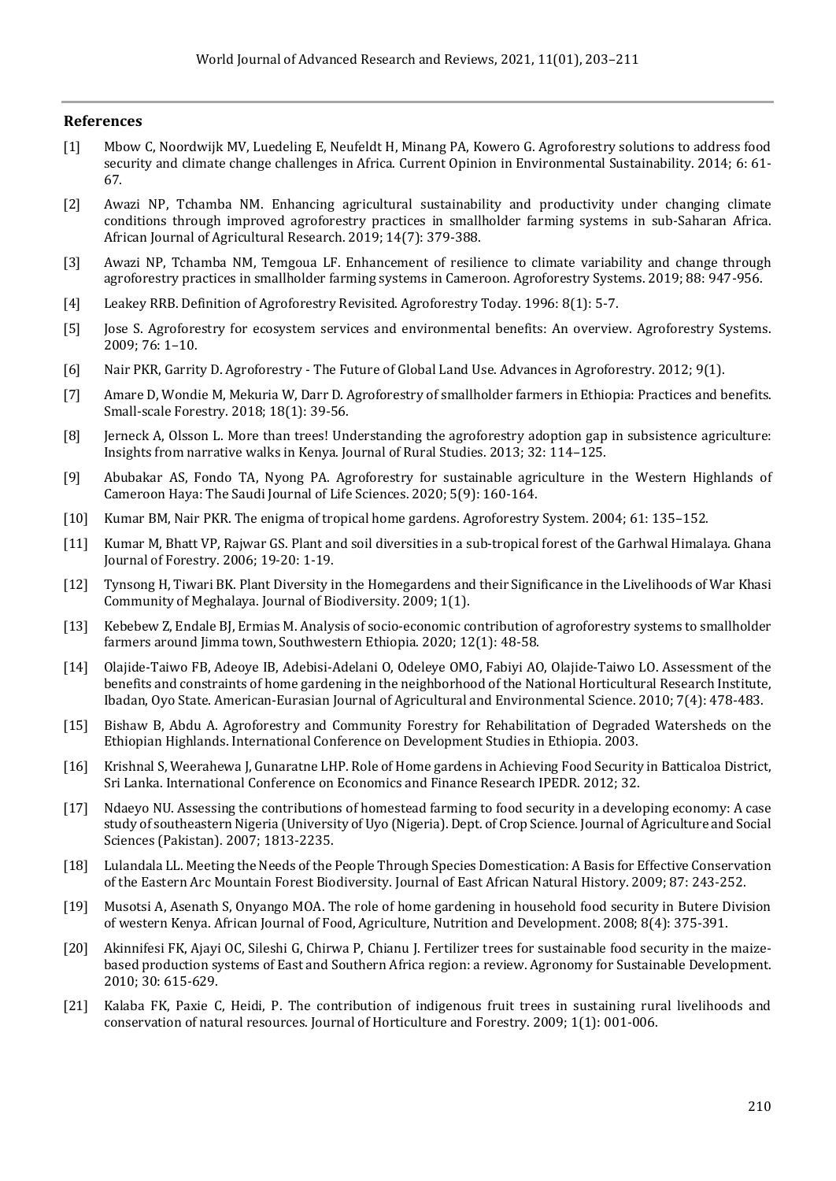## References

[1] Mbow C, Noordwijk MV, Luedeling E, Neufeldt H, Minang PA, Kowero G. Agroforestry solutions to address food security and climate change challenges in Africa. Current Opinion in Environmental Sustainability. 2014; 6: 61-67.

[2] Awazi NP, Tchamba NM. Enhancing agricultural sustainability and productivity under changing climate conditions through improved agroforestry practices in smallholder farming systems in sub-Saharan Africa. African Journal of Agricultural Research. 2019; 14(7): 379-388.

[3] Awazi NP, Tchamba NM, Temgoua LF. Enhancement of resilience to climate variability and change through agroforestry practices in smallholder farming systems in Cameroon. Agroforestry Systems. 2019; 88: 947-956.

[4] Leakey RRB. Definition of Agroforestry Revisited. Agroforestry Today. 1996: 8(1): 5-7.

[5] Jose S. Agroforestry for ecosystem services and environmental benefits: An overview. Agroforestry Systems. 2009; 76: 1–10.

[6] Nair PKR, Garrity D. Agroforestry - The Future of Global Land Use. Advances in Agroforestry. 2012; 9(1).

[7] Amare D, Wondie M, Mekuria W, Darr D. Agroforestry of smallholder farmers in Ethiopia: Practices and benefits. Small-scale Forestry. 2018; 18(1): 39-56.

[8] Jerneck A, Olsson L. More than trees! Understanding the agroforestry adoption gap in subsistence agriculture: Insights from narrative walks in Kenya. Journal of Rural Studies. 2013; 32: 114–125.

[9] Abubakar AS, Fondo TA, Nyong PA. Agroforestry for sustainable agriculture in the Western Highlands of Cameroon Haya: The Saudi Journal of Life Sciences. 2020; 5(9): 160-164.

[10] Kumar BM, Nair PKR. The enigma of tropical home gardens. Agroforestry System. 2004; 61: 135–152.

[11] Kumar M, Bhatt VP, Rajwar GS. Plant and soil diversities in a sub-tropical forest of the Garhwal Himalaya. Ghana Journal of Forestry. 2006; 19-20: 1-19.

[12] Tynsong H, Tiwari BK. Plant Diversity in the Homegardens and their Significance in the Livelihoods of War Khasi Community of Meghalaya. Journal of Biodiversity. 2009; 1(1).

[13] Kebebew Z, Endale BJ, Ermias M. Analysis of socio-economic contribution of agroforestry systems to smallholder farmers around Jimma town, Southwestern Ethiopia. 2020; 12(1): 48-58.

[14] Olajide-Taiwo FB, Adeoye IB, Adebisi-Adelani O, Odeleye OMO, Fabiyi AO, Olajide-Taiwo LO. Assessment of the benefits and constraints of home gardening in the neighborhood of the National Horticultural Research Institute, Ibadan, Oyo State. American-Eurasian Journal of Agricultural and Environmental Science. 2010; 7(4): 478-483.

[15] Bishaw B, Abdu A. Agroforestry and Community Forestry for Rehabilitation of Degraded Watersheds on the Ethiopian Highlands. International Conference on Development Studies in Ethiopia. 2003.

[16] Krishnal S, Weerahewa J, Gunaratne LHP. Role of Home gardens in Achieving Food Security in Batticaloa District, Sri Lanka. International Conference on Economics and Finance Research IPEDR. 2012; 32.

[17] Ndaeyo NU. Assessing the contributions of homestead farming to food security in a developing economy: A case study of southeastern Nigeria (University of Uyo (Nigeria). Dept. of Crop Science. Journal of Agriculture and Social Sciences (Pakistan). 2007; 1813-2235.

[18] Lulandala LL. Meeting the Needs of the People Through Species Domestication: A Basis for Effective Conservation of the Eastern Arc Mountain Forest Biodiversity. Journal of East African Natural History. 2009; 87: 243-252.

[19] Musotsi A, Asenath S, Onyango MOA. The role of home gardening in household food security in Butere Division of western Kenya. African Journal of Food, Agriculture, Nutrition and Development. 2008; 8(4): 375-391.

[20] Akinnifesi FK, Ajayi OC, Sileshi G, Chirwa P, Chianu J. Fertilizer trees for sustainable food security in the maize-based production systems of East and Southern Africa region: a review. Agronomy for Sustainable Development. 2010; 30: 615-629.

[21] Kalaba FK, Paxie C, Heidi, P. The contribution of indigenous fruit trees in sustaining rural livelihoods and conservation of natural resources. Journal of Horticulture and Forestry. 2009; 1(1): 001-006.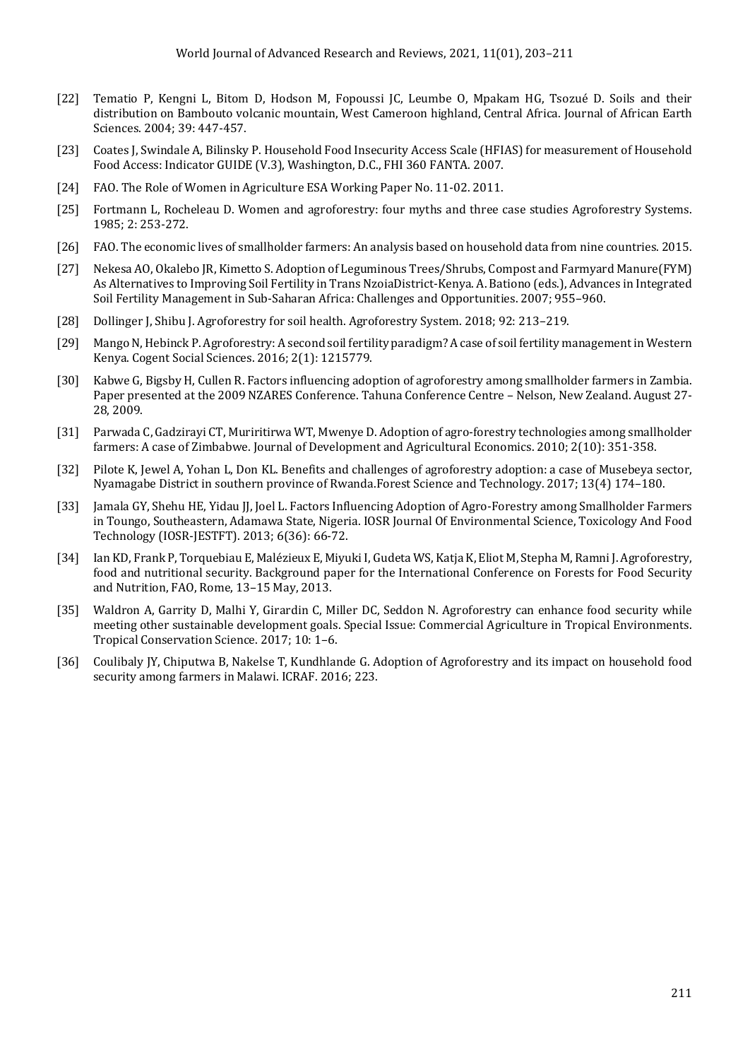[22] Tematio P, Kengni L, Bitom D, Hodson M, Fopoussi JC, Leumbe O, Mpakam HG, Tsozué D. Soils and their distribution on Bambouto volcanic mountain, West Cameroon highland, Central Africa. Journal of African Earth Sciences. 2004; 39: 447-457.

[23] Coates J, Swindale A, Bilinsky P. Household Food Insecurity Access Scale (HFIAS) for measurement of Household Food Access: Indicator GUIDE (V.3), Washington, D.C., FHI 360 FANTA. 2007.

[24] FAO. The Role of Women in Agriculture ESA Working Paper No. 11-02. 2011.

[25] Fortmann L, Rocheleau D. Women and agroforestry: four myths and three case studies Agroforestry Systems. 1985; 2: 253-272.

[26] FAO. The economic lives of smallholder farmers: An analysis based on household data from nine countries. 2015.

[27] Nekesa AO, Okalebo JR, Kimetto S. Adoption of Leguminous Trees/Shrubs, Compost and Farmyard Manure(FYM) As Alternatives to Improving Soil Fertility in Trans NzoiaDistrict-Kenya. A. Bationo (eds.), Advances in Integrated Soil Fertility Management in Sub-Saharan Africa: Challenges and Opportunities. 2007; 955–960.

[28] Dollinger J, Shibu J. Agroforestry for soil health. Agroforestry System. 2018; 92: 213–219.

[29] Mango N, Hebinck P. Agroforestry: A second soil fertility paradigm? A case of soil fertility management in Western Kenya. Cogent Social Sciences. 2016; 2(1): 1215779.

[30] Kabwe G, Bigsby H, Cullen R. Factors influencing adoption of agroforestry among smallholder farmers in Zambia. Paper presented at the 2009 NZARES Conference. Tahuna Conference Centre – Nelson, New Zealand. August 27-28, 2009.

[31] Parwada C, Gadzirayi CT, Muriritirwa WT, Mwenye D. Adoption of agro-forestry technologies among smallholder farmers: A case of Zimbabwe. Journal of Development and Agricultural Economics. 2010; 2(10): 351-358.

[32] Pilote K, Jewel A, Yohan L, Don KL. Benefits and challenges of agroforestry adoption: a case of Musebeya sector, Nyamagabe District in southern province of Rwanda.Forest Science and Technology. 2017; 13(4) 174–180.

[33] Jamala GY, Shehu HE, Yidau JJ, Joel L. Factors Influencing Adoption of Agro-Forestry among Smallholder Farmers in Toungo, Southeastern, Adamawa State, Nigeria. IOSR Journal Of Environmental Science, Toxicology And Food Technology (IOSR-JESTFT). 2013; 6(36): 66-72.

[34] Ian KD, Frank P, Torquebiau E, Malézieux E, Miyuki I, Gudeta WS, Katja K, Eliot M, Stepha M, Ramni J. Agroforestry, food and nutritional security. Background paper for the International Conference on Forests for Food Security and Nutrition, FAO, Rome, 13–15 May, 2013.

[35] Waldron A, Garrity D, Malhi Y, Girardin C, Miller DC, Seddon N. Agroforestry can enhance food security while meeting other sustainable development goals. Special Issue: Commercial Agriculture in Tropical Environments. Tropical Conservation Science. 2017; 10: 1–6.

[36] Coulibaly JY, Chiputwa B, Nakelse T, Kundhlande G. Adoption of Agroforestry and its impact on household food security among farmers in Malawi. ICRAF. 2016; 223.